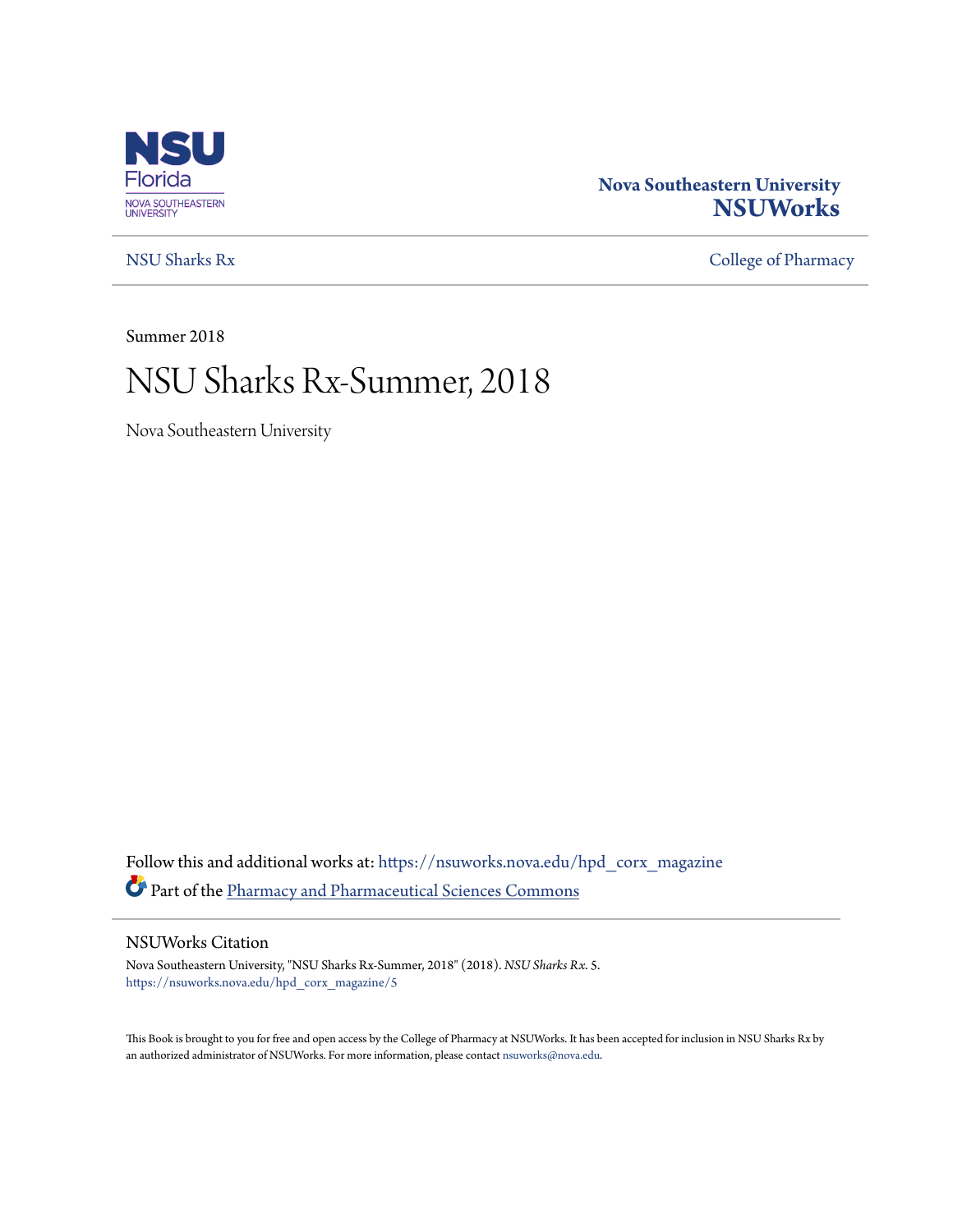NSU Florida
NOVA SOUTHEASTERN UNIVERSITY

**Nova Southeastern University**
**NSUWorks**

NSU Sharks Rx | College of Pharmacy

Summer 2018

# NSU Sharks Rx-Summer, 2018

Nova Southeastern University

Follow this and additional works at: https://nsuworks.nova.edu/hpd_corx_magazine

Part of the Pharmacy and Pharmaceutical Sciences Commons

## NSUWorks Citation

Nova Southeastern University, "NSU Sharks Rx-Summer, 2018" (2018). *NSU Sharks Rx*. 5.
https://nsuworks.nova.edu/hpd_corx_magazine/5

This Book is brought to you for free and open access by the College of Pharmacy at NSUWorks. It has been accepted for inclusion in NSU Sharks Rx by an authorized administrator of NSUWorks. For more information, please contact nsuworks@nova.edu.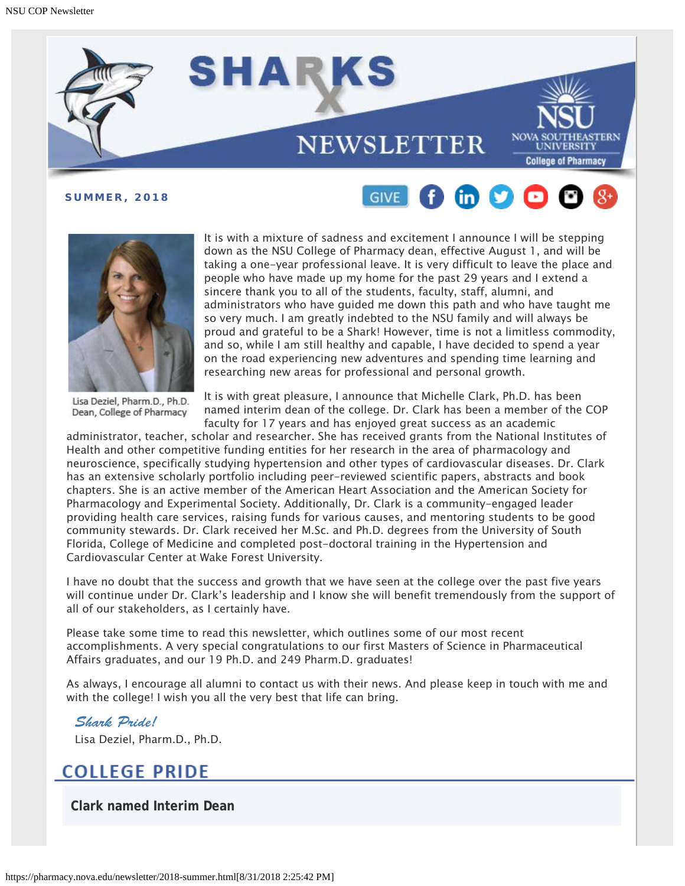SUMMER, 2018

Lisa Deziel, Pharm.D., Ph.D.
Dean, College of Pharmacy

It is with a mixture of sadness and excitement I announce I will be stepping down as the NSU College of Pharmacy dean, effective August 1, and will be taking a one-year professional leave. It is very difficult to leave the place and people who have made up my home for the past 29 years and I extend a sincere thank you to all of the students, faculty, staff, alumni, and administrators who have guided me down this path and who have taught me so very much. I am greatly indebted to the NSU family and will always be proud and grateful to be a Shark! However, time is not a limitless commodity, and so, while I am still healthy and capable, I have decided to spend a year on the road experiencing new adventures and spending time learning and researching new areas for professional and personal growth.

It is with great pleasure, I announce that Michelle Clark, Ph.D. has been named interim dean of the college. Dr. Clark has been a member of the COP faculty for 17 years and has enjoyed great success as an academic administrator, teacher, scholar and researcher. She has received grants from the National Institutes of Health and other competitive funding entities for her research in the area of pharmacology and neuroscience, specifically studying hypertension and other types of cardiovascular diseases. Dr. Clark has an extensive scholarly portfolio including peer-reviewed scientific papers, abstracts and book chapters. She is an active member of the American Heart Association and the American Society for Pharmacology and Experimental Society. Additionally, Dr. Clark is a community-engaged leader providing health care services, raising funds for various causes, and mentoring students to be good community stewards. Dr. Clark received her M.Sc. and Ph.D. degrees from the University of South Florida, College of Medicine and completed post-doctoral training in the Hypertension and Cardiovascular Center at Wake Forest University.

I have no doubt that the success and growth that we have seen at the college over the past five years will continue under Dr. Clark's leadership and I know she will benefit tremendously from the support of all of our stakeholders, as I certainly have.

Please take some time to read this newsletter, which outlines some of our most recent accomplishments. A very special congratulations to our first Masters of Science in Pharmaceutical Affairs graduates, and our 19 Ph.D. and 249 Pharm.D. graduates!

As always, I encourage all alumni to contact us with their news. And please keep in touch with me and with the college! I wish you all the very best that life can bring.

*Shark Pride!*

Lisa Deziel, Pharm.D., Ph.D.

## COLLEGE PRIDE

### Clark named Interim Dean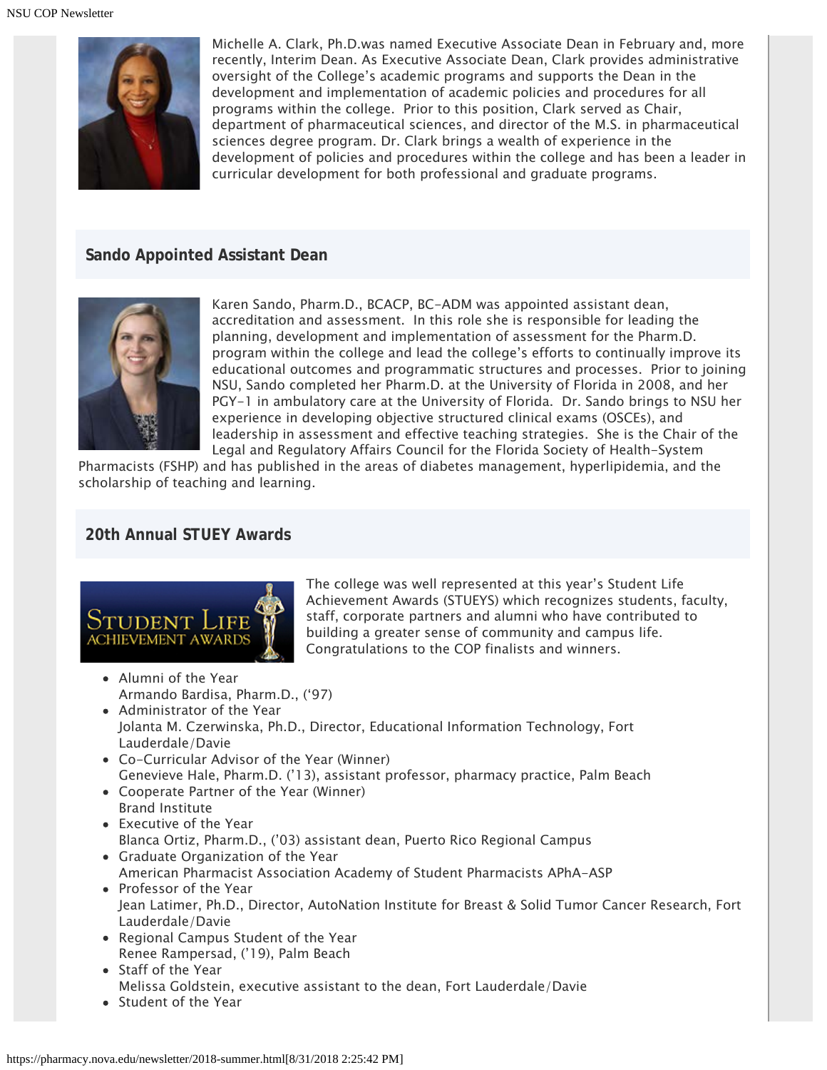Michelle A. Clark, Ph.D.was named Executive Associate Dean in February and, more recently, Interim Dean. As Executive Associate Dean, Clark provides administrative oversight of the College's academic programs and supports the Dean in the development and implementation of academic policies and procedures for all programs within the college. Prior to this position, Clark served as Chair, department of pharmaceutical sciences, and director of the M.S. in pharmaceutical sciences degree program. Dr. Clark brings a wealth of experience in the development of policies and procedures within the college and has been a leader in curricular development for both professional and graduate programs.

## Sando Appointed Assistant Dean

Karen Sando, Pharm.D., BCACP, BC-ADM was appointed assistant dean, accreditation and assessment. In this role she is responsible for leading the planning, development and implementation of assessment for the Pharm.D. program within the college and lead the college's efforts to continually improve its educational outcomes and programmatic structures and processes. Prior to joining NSU, Sando completed her Pharm.D. at the University of Florida in 2008, and her PGY-1 in ambulatory care at the University of Florida. Dr. Sando brings to NSU her experience in developing objective structured clinical exams (OSCEs), and leadership in assessment and effective teaching strategies. She is the Chair of the Legal and Regulatory Affairs Council for the Florida Society of Health-System Pharmacists (FSHP) and has published in the areas of diabetes management, hyperlipidemia, and the scholarship of teaching and learning.

## 20th Annual STUEY Awards

The college was well represented at this year's Student Life Achievement Awards (STUEYS) which recognizes students, faculty, staff, corporate partners and alumni who have contributed to building a greater sense of community and campus life. Congratulations to the COP finalists and winners.

- Alumni of the Year
  Armando Bardisa, Pharm.D., ('97)
- Administrator of the Year
  Jolanta M. Czerwinska, Ph.D., Director, Educational Information Technology, Fort Lauderdale/Davie
- Co-Curricular Advisor of the Year (Winner)
  Genevieve Hale, Pharm.D. ('13), assistant professor, pharmacy practice, Palm Beach
- Cooperate Partner of the Year (Winner)
  Brand Institute
- Executive of the Year
  Blanca Ortiz, Pharm.D., ('03) assistant dean, Puerto Rico Regional Campus
- Graduate Organization of the Year
  American Pharmacist Association Academy of Student Pharmacists APhA-ASP
- Professor of the Year
  Jean Latimer, Ph.D., Director, AutoNation Institute for Breast & Solid Tumor Cancer Research, Fort Lauderdale/Davie
- Regional Campus Student of the Year
  Renee Rampersad, ('19), Palm Beach
- Staff of the Year
  Melissa Goldstein, executive assistant to the dean, Fort Lauderdale/Davie
- Student of the Year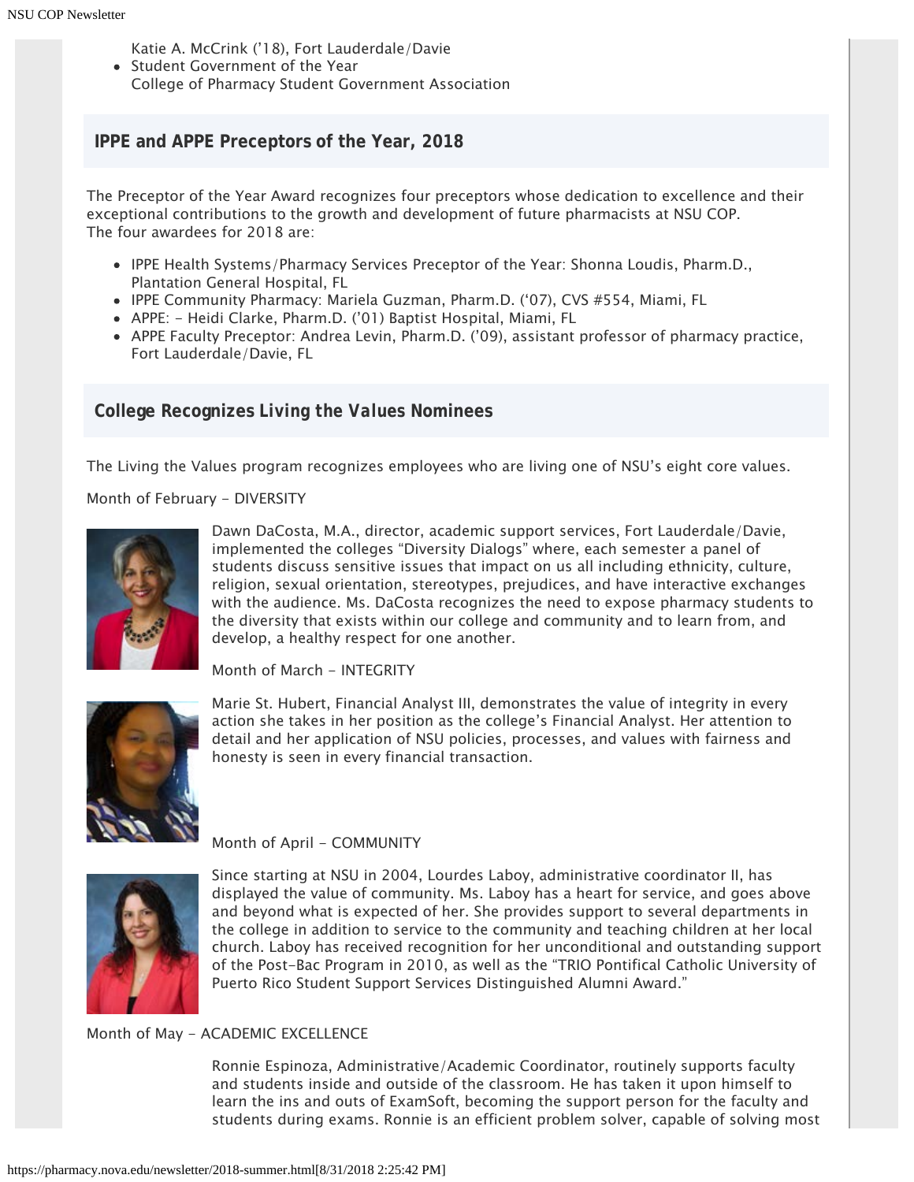Katie A. McCrink ('18), Fort Lauderdale/Davie

- Student Government of the Year
  College of Pharmacy Student Government Association

## IPPE and APPE Preceptors of the Year, 2018

The Preceptor of the Year Award recognizes four preceptors whose dedication to excellence and their exceptional contributions to the growth and development of future pharmacists at NSU COP.
The four awardees for 2018 are:

- IPPE Health Systems/Pharmacy Services Preceptor of the Year: Shonna Loudis, Pharm.D., Plantation General Hospital, FL
- IPPE Community Pharmacy: Mariela Guzman, Pharm.D. ('07), CVS #554, Miami, FL
- APPE: - Heidi Clarke, Pharm.D. ('01) Baptist Hospital, Miami, FL
- APPE Faculty Preceptor: Andrea Levin, Pharm.D. ('09), assistant professor of pharmacy practice, Fort Lauderdale/Davie, FL

## College Recognizes *Living the Values* Nominees

The Living the Values program recognizes employees who are living one of NSU's eight core values.

Month of February - DIVERSITY

Dawn DaCosta, M.A., director, academic support services, Fort Lauderdale/Davie, implemented the colleges "Diversity Dialogs" where, each semester a panel of students discuss sensitive issues that impact on us all including ethnicity, culture, religion, sexual orientation, stereotypes, prejudices, and have interactive exchanges with the audience. Ms. DaCosta recognizes the need to expose pharmacy students to the diversity that exists within our college and community and to learn from, and develop, a healthy respect for one another.

Month of March - INTEGRITY

Marie St. Hubert, Financial Analyst III, demonstrates the value of integrity in every action she takes in her position as the college's Financial Analyst. Her attention to detail and her application of NSU policies, processes, and values with fairness and honesty is seen in every financial transaction.

Month of April - COMMUNITY

Since starting at NSU in 2004, Lourdes Laboy, administrative coordinator II, has displayed the value of community. Ms. Laboy has a heart for service, and goes above and beyond what is expected of her. She provides support to several departments in the college in addition to service to the community and teaching children at her local church. Laboy has received recognition for her unconditional and outstanding support of the Post-Bac Program in 2010, as well as the "TRIO Pontifical Catholic University of Puerto Rico Student Support Services Distinguished Alumni Award."

Month of May - ACADEMIC EXCELLENCE

Ronnie Espinoza, Administrative/Academic Coordinator, routinely supports faculty and students inside and outside of the classroom. He has taken it upon himself to learn the ins and outs of ExamSoft, becoming the support person for the faculty and students during exams. Ronnie is an efficient problem solver, capable of solving most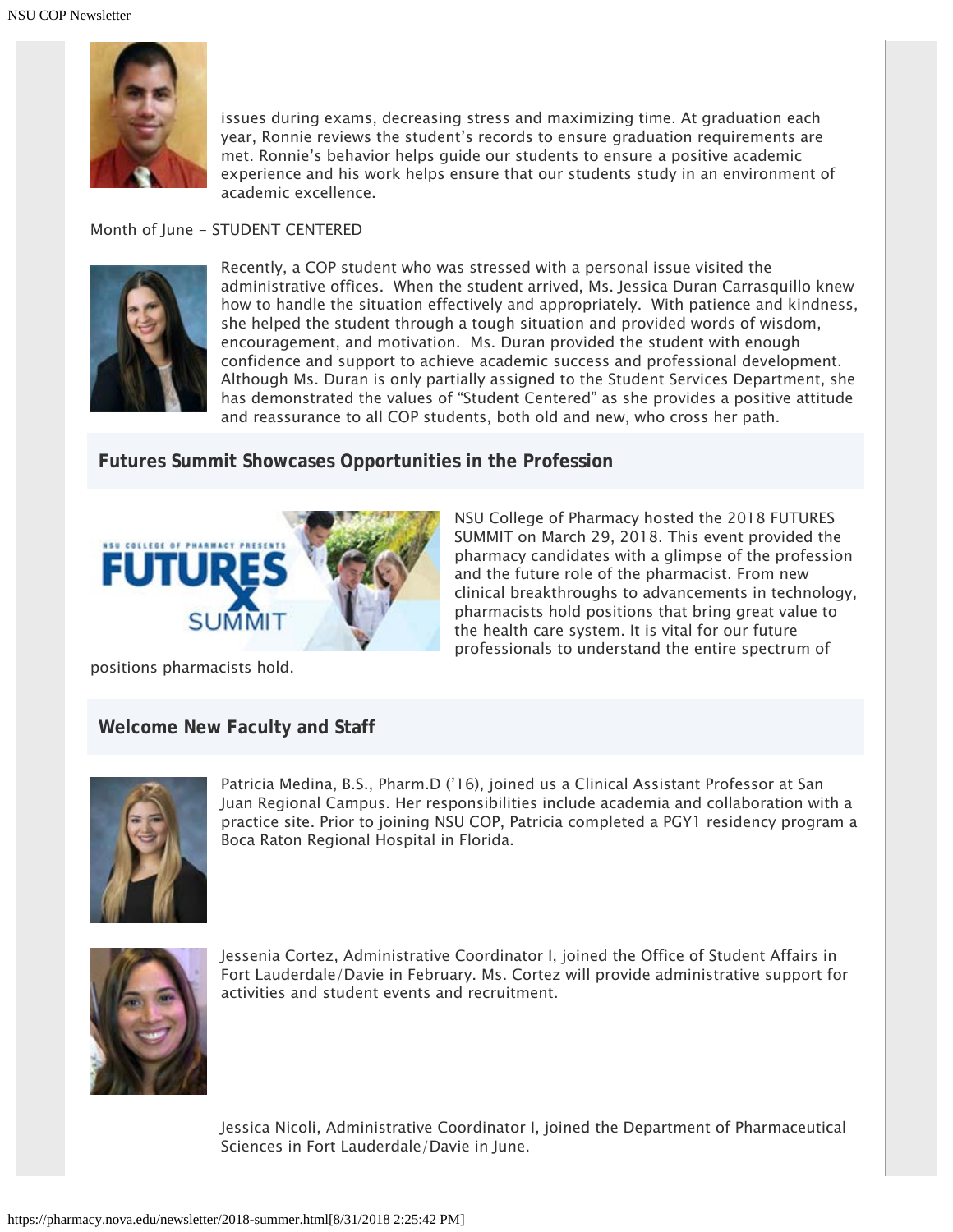issues during exams, decreasing stress and maximizing time. At graduation each year, Ronnie reviews the student's records to ensure graduation requirements are met. Ronnie's behavior helps guide our students to ensure a positive academic experience and his work helps ensure that our students study in an environment of academic excellence.

Month of June – STUDENT CENTERED

Recently, a COP student who was stressed with a personal issue visited the administrative offices. When the student arrived, Ms. Jessica Duran Carrasquillo knew how to handle the situation effectively and appropriately. With patience and kindness, she helped the student through a tough situation and provided words of wisdom, encouragement, and motivation. Ms. Duran provided the student with enough confidence and support to achieve academic success and professional development. Although Ms. Duran is only partially assigned to the Student Services Department, she has demonstrated the values of "Student Centered" as she provides a positive attitude and reassurance to all COP students, both old and new, who cross her path.

## Futures Summit Showcases Opportunities in the Profession

NSU College of Pharmacy hosted the 2018 FUTURES SUMMIT on March 29, 2018. This event provided the pharmacy candidates with a glimpse of the profession and the future role of the pharmacist. From new clinical breakthroughs to advancements in technology, pharmacists hold positions that bring great value to the health care system. It is vital for our future professionals to understand the entire spectrum of positions pharmacists hold.

## Welcome New Faculty and Staff

Patricia Medina, B.S., Pharm.D ('16), joined us a Clinical Assistant Professor at San Juan Regional Campus. Her responsibilities include academia and collaboration with a practice site. Prior to joining NSU COP, Patricia completed a PGY1 residency program a Boca Raton Regional Hospital in Florida.

Jessenia Cortez, Administrative Coordinator I, joined the Office of Student Affairs in Fort Lauderdale/Davie in February. Ms. Cortez will provide administrative support for activities and student events and recruitment.

Jessica Nicoli, Administrative Coordinator I, joined the Department of Pharmaceutical Sciences in Fort Lauderdale/Davie in June.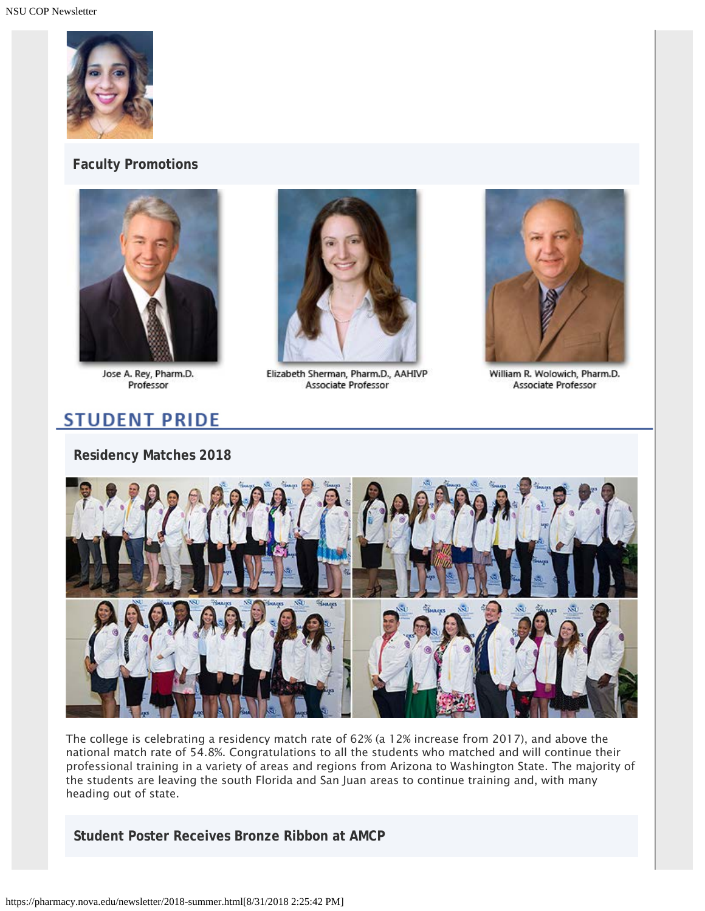## Faculty Promotions

Jose A. Rey, Pharm.D.
Professor

Elizabeth Sherman, Pharm.D., AAHIVP
Associate Professor

William R. Wolowich, Pharm.D.
Associate Professor

# STUDENT PRIDE

## Residency Matches 2018

The college is celebrating a residency match rate of 62% (a 12% increase from 2017), and above the national match rate of 54.8%. Congratulations to all the students who matched and will continue their professional training in a variety of areas and regions from Arizona to Washington State. The majority of the students are leaving the south Florida and San Juan areas to continue training and, with many heading out of state.

## Student Poster Receives Bronze Ribbon at AMCP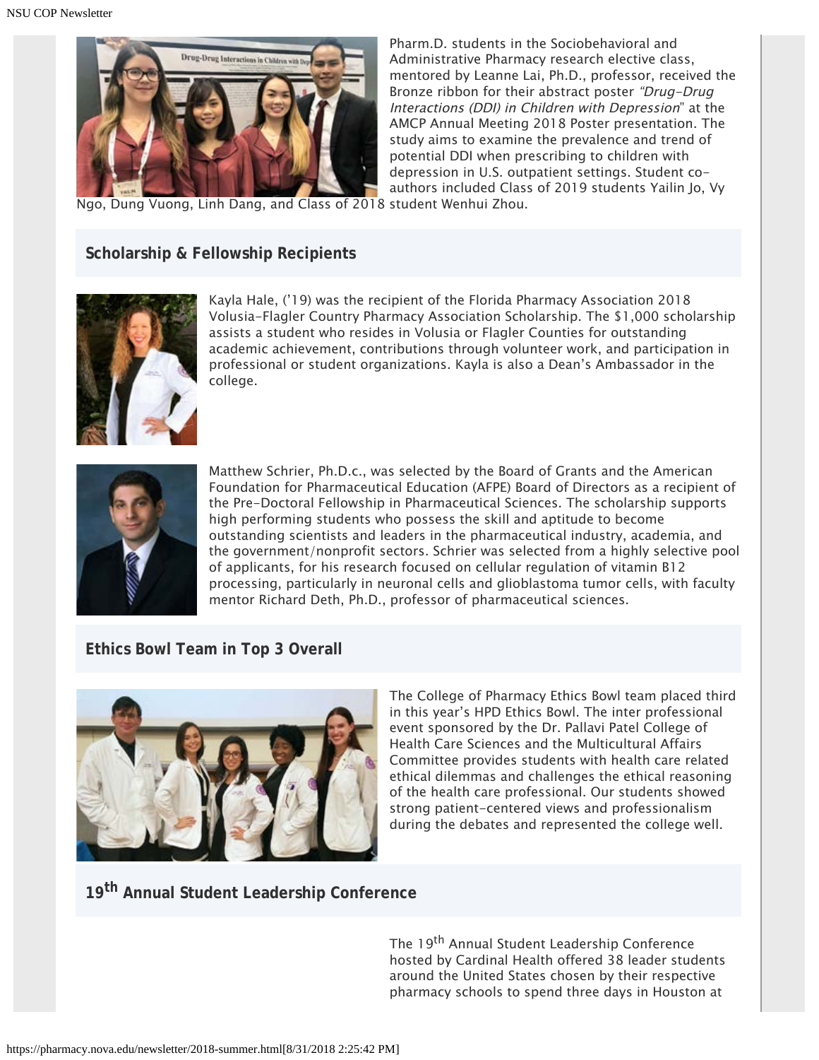Pharm.D. students in the Sociobehavioral and Administrative Pharmacy research elective class, mentored by Leanne Lai, Ph.D., professor, received the Bronze ribbon for their abstract poster *"Drug-Drug Interactions (DDI) in Children with Depression*" at the AMCP Annual Meeting 2018 Poster presentation. The study aims to examine the prevalence and trend of potential DDI when prescribing to children with depression in U.S. outpatient settings. Student co-authors included Class of 2019 students Yailin Jo, Vy Ngo, Dung Vuong, Linh Dang, and Class of 2018 student Wenhui Zhou.

## Scholarship & Fellowship Recipients

Kayla Hale, ('19) was the recipient of the Florida Pharmacy Association 2018 Volusia-Flagler Country Pharmacy Association Scholarship. The $1,000 scholarship assists a student who resides in Volusia or Flagler Counties for outstanding academic achievement, contributions through volunteer work, and participation in professional or student organizations. Kayla is also a Dean's Ambassador in the college.

Matthew Schrier, Ph.D.c., was selected by the Board of Grants and the American Foundation for Pharmaceutical Education (AFPE) Board of Directors as a recipient of the Pre-Doctoral Fellowship in Pharmaceutical Sciences. The scholarship supports high performing students who possess the skill and aptitude to become outstanding scientists and leaders in the pharmaceutical industry, academia, and the government/nonprofit sectors. Schrier was selected from a highly selective pool of applicants, for his research focused on cellular regulation of vitamin B12 processing, particularly in neuronal cells and glioblastoma tumor cells, with faculty mentor Richard Deth, Ph.D., professor of pharmaceutical sciences.

## Ethics Bowl Team in Top 3 Overall

The College of Pharmacy Ethics Bowl team placed third in this year's HPD Ethics Bowl. The inter professional event sponsored by the Dr. Pallavi Patel College of Health Care Sciences and the Multicultural Affairs Committee provides students with health care related ethical dilemmas and challenges the ethical reasoning of the health care professional. Our students showed strong patient-centered views and professionalism during the debates and represented the college well.

## 19th Annual Student Leadership Conference

The 19th Annual Student Leadership Conference hosted by Cardinal Health offered 38 leader students around the United States chosen by their respective pharmacy schools to spend three days in Houston at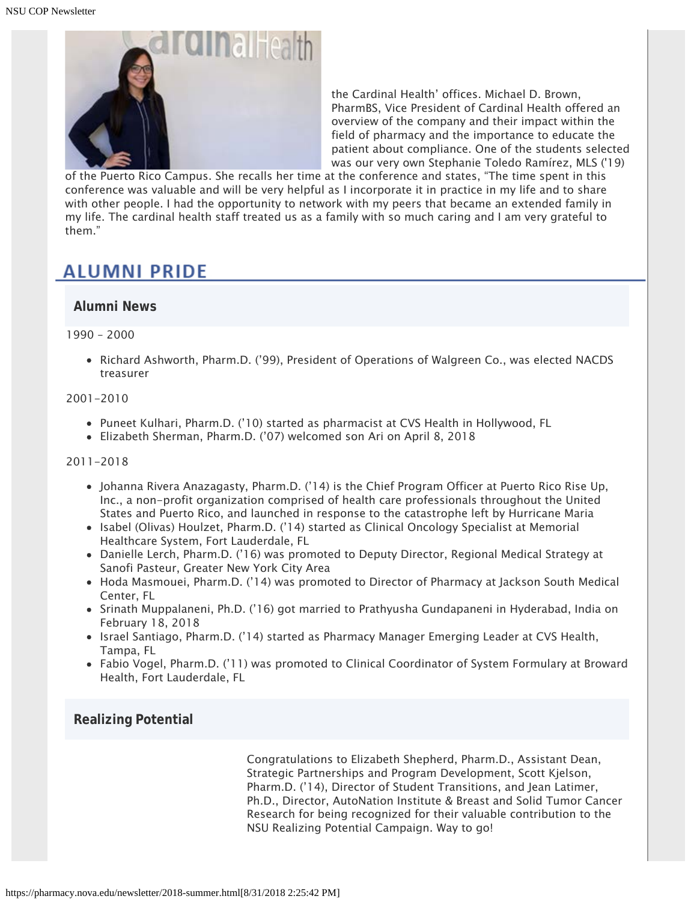the Cardinal Health' offices. Michael D. Brown, PharmBS, Vice President of Cardinal Health offered an overview of the company and their impact within the field of pharmacy and the importance to educate the patient about compliance. One of the students selected was our very own Stephanie Toledo Ramírez, MLS ('19) of the Puerto Rico Campus. She recalls her time at the conference and states, "The time spent in this conference was valuable and will be very helpful as I incorporate it in practice in my life and to share with other people. I had the opportunity to network with my peers that became an extended family in my life. The cardinal health staff treated us as a family with so much caring and I am very grateful to them."

## ALUMNI PRIDE

### Alumni News

1990 – 2000

- Richard Ashworth, Pharm.D. ('99), President of Operations of Walgreen Co., was elected NACDS treasurer

2001–2010

- Puneet Kulhari, Pharm.D. ('10) started as pharmacist at CVS Health in Hollywood, FL
- Elizabeth Sherman, Pharm.D. ('07) welcomed son Ari on April 8, 2018

2011–2018

- Johanna Rivera Anazagasty, Pharm.D. ('14) is the Chief Program Officer at Puerto Rico Rise Up, Inc., a non-profit organization comprised of health care professionals throughout the United States and Puerto Rico, and launched in response to the catastrophe left by Hurricane Maria
- Isabel (Olivas) Houlzet, Pharm.D. ('14) started as Clinical Oncology Specialist at Memorial Healthcare System, Fort Lauderdale, FL
- Danielle Lerch, Pharm.D. ('16) was promoted to Deputy Director, Regional Medical Strategy at Sanofi Pasteur, Greater New York City Area
- Hoda Masmouei, Pharm.D. ('14) was promoted to Director of Pharmacy at Jackson South Medical Center, FL
- Srinath Muppalaneni, Ph.D. ('16) got married to Prathyusha Gundapaneni in Hyderabad, India on February 18, 2018
- Israel Santiago, Pharm.D. ('14) started as Pharmacy Manager Emerging Leader at CVS Health, Tampa, FL
- Fabio Vogel, Pharm.D. ('11) was promoted to Clinical Coordinator of System Formulary at Broward Health, Fort Lauderdale, FL

### Realizing Potential

Congratulations to Elizabeth Shepherd, Pharm.D., Assistant Dean, Strategic Partnerships and Program Development, Scott Kjelson, Pharm.D. ('14), Director of Student Transitions, and Jean Latimer, Ph.D., Director, AutoNation Institute & Breast and Solid Tumor Cancer Research for being recognized for their valuable contribution to the NSU Realizing Potential Campaign. Way to go!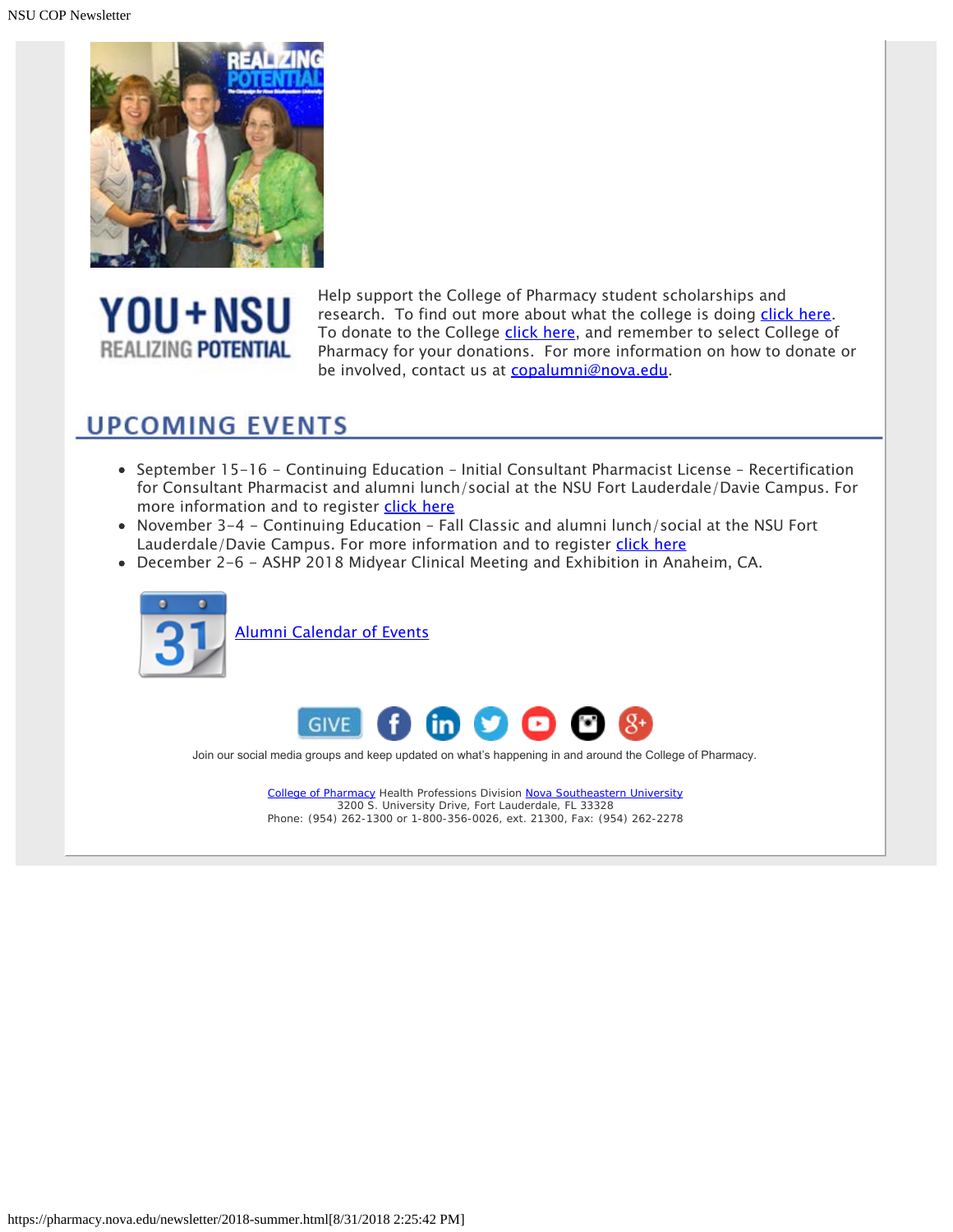YOU+NSU
REALIZING POTENTIAL

Help support the College of Pharmacy student scholarships and research. To find out more about what the college is doing click here. To donate to the College click here, and remember to select College of Pharmacy for your donations. For more information on how to donate or be involved, contact us at copalumni@nova.edu.

## UPCOMING EVENTS

- September 15-16 – Continuing Education – Initial Consultant Pharmacist License – Recertification for Consultant Pharmacist and alumni lunch/social at the NSU Fort Lauderdale/Davie Campus. For more information and to register click here
- November 3-4 – Continuing Education – Fall Classic and alumni lunch/social at the NSU Fort Lauderdale/Davie Campus. For more information and to register click here
- December 2-6 – ASHP 2018 Midyear Clinical Meeting and Exhibition in Anaheim, CA.

Alumni Calendar of Events

Join our social media groups and keep updated on what's happening in and around the College of Pharmacy.

College of Pharmacy Health Professions Division Nova Southeastern University
3200 S. University Drive, Fort Lauderdale, FL 33328
Phone: (954) 262-1300 or 1-800-356-0026, ext. 21300, Fax: (954) 262-2278